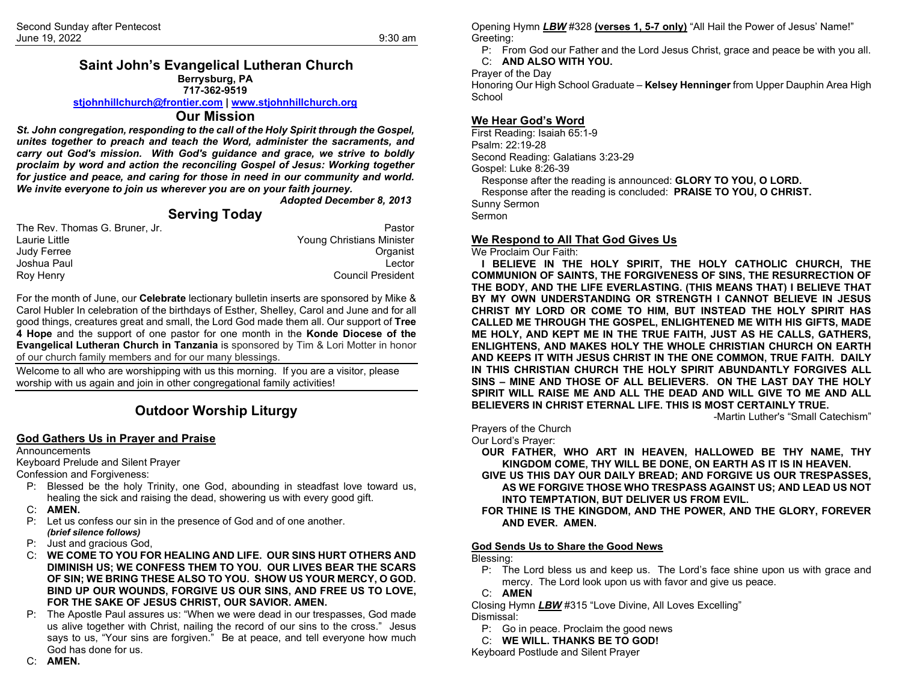Second Sunday after Pentecost
June 19, 2022 — 9:30 am

# Saint John's Evangelical Lutheran Church

**Berrysburg, PA**
**717-362-9519**
**stjohnhillchurch@frontier.com | www.stjohnhillchurch.org**

## Our Mission

***St. John congregation, responding to the call of the Holy Spirit through the Gospel, unites together to preach and teach the Word, administer the sacraments, and carry out God's mission. With God's guidance and grace, we strive to boldly proclaim by word and action the reconciling Gospel of Jesus: Working together for justice and peace, and caring for those in need in our community and world. We invite everyone to join us wherever you are on your faith journey.***

***Adopted December 8, 2013***

## Serving Today

| | |
|---|---|
| The Rev. Thomas G. Bruner, Jr. | Pastor |
| Laurie Little | Young Christians Minister |
| Judy Ferree | Organist |
| Joshua Paul | Lector |
| Roy Henry | Council President |

For the month of June, our **Celebrate** lectionary bulletin inserts are sponsored by Mike & Carol Hubler In celebration of the birthdays of Esther, Shelley, Carol and June and for all good things, creatures great and small, the Lord God made them all. Our support of **Tree 4 Hope** and the support of one pastor for one month in the **Konde Diocese of the Evangelical Lutheran Church in Tanzania** is sponsored by Tim & Lori Motter in honor of our church family members and for our many blessings.

Welcome to all who are worshipping with us this morning. If you are a visitor, please worship with us again and join in other congregational family activities!

## Outdoor Worship Liturgy

### God Gathers Us in Prayer and Praise

Announcements
Keyboard Prelude and Silent Prayer
Confession and Forgiveness:

P: Blessed be the holy Trinity, one God, abounding in steadfast love toward us, healing the sick and raising the dead, showering us with every good gift.
C: **AMEN.**
P: Let us confess our sin in the presence of God and of one another.
***(brief silence follows)***
P: Just and gracious God,
C: **WE COME TO YOU FOR HEALING AND LIFE. OUR SINS HURT OTHERS AND DIMINISH US; WE CONFESS THEM TO YOU. OUR LIVES BEAR THE SCARS OF SIN; WE BRING THESE ALSO TO YOU. SHOW US YOUR MERCY, O GOD. BIND UP OUR WOUNDS, FORGIVE US OUR SINS, AND FREE US TO LOVE, FOR THE SAKE OF JESUS CHRIST, OUR SAVIOR. AMEN.**
P: The Apostle Paul assures us: "When we were dead in our trespasses, God made us alive together with Christ, nailing the record of our sins to the cross." Jesus says to us, "Your sins are forgiven." Be at peace, and tell everyone how much God has done for us.
C: **AMEN.**

Opening Hymn ***LBW*** #328 **(verses 1, 5-7 only)** "All Hail the Power of Jesus' Name!"
Greeting:

P: From God our Father and the Lord Jesus Christ, grace and peace be with you all.
C: **AND ALSO WITH YOU.**

Prayer of the Day
Honoring Our High School Graduate – **Kelsey Henninger** from Upper Dauphin Area High School

### We Hear God's Word

First Reading: Isaiah 65:1-9
Psalm: 22:19-28
Second Reading: Galatians 3:23-29
Gospel: Luke 8:26-39
Response after the reading is announced: **GLORY TO YOU, O LORD.**
Response after the reading is concluded: **PRAISE TO YOU, O CHRIST.**
Sunny Sermon
Sermon

### We Respond to All That God Gives Us

We Proclaim Our Faith:

**I BELIEVE IN THE HOLY SPIRIT, THE HOLY CATHOLIC CHURCH, THE COMMUNION OF SAINTS, THE FORGIVENESS OF SINS, THE RESURRECTION OF THE BODY, AND THE LIFE EVERLASTING. (THIS MEANS THAT) I BELIEVE THAT BY MY OWN UNDERSTANDING OR STRENGTH I CANNOT BELIEVE IN JESUS CHRIST MY LORD OR COME TO HIM, BUT INSTEAD THE HOLY SPIRIT HAS CALLED ME THROUGH THE GOSPEL, ENLIGHTENED ME WITH HIS GIFTS, MADE ME HOLY, AND KEPT ME IN THE TRUE FAITH, JUST AS HE CALLS, GATHERS, ENLIGHTENS, AND MAKES HOLY THE WHOLE CHRISTIAN CHURCH ON EARTH AND KEEPS IT WITH JESUS CHRIST IN THE ONE COMMON, TRUE FAITH. DAILY IN THIS CHRISTIAN CHURCH THE HOLY SPIRIT ABUNDANTLY FORGIVES ALL SINS – MINE AND THOSE OF ALL BELIEVERS. ON THE LAST DAY THE HOLY SPIRIT WILL RAISE ME AND ALL THE DEAD AND WILL GIVE TO ME AND ALL BELIEVERS IN CHRIST ETERNAL LIFE. THIS IS MOST CERTAINLY TRUE.**

-Martin Luther's "Small Catechism"

Prayers of the Church
Our Lord's Prayer:

**OUR FATHER, WHO ART IN HEAVEN, HALLOWED BE THY NAME, THY KINGDOM COME, THY WILL BE DONE, ON EARTH AS IT IS IN HEAVEN.**
**GIVE US THIS DAY OUR DAILY BREAD; AND FORGIVE US OUR TRESPASSES, AS WE FORGIVE THOSE WHO TRESPASS AGAINST US; AND LEAD US NOT INTO TEMPTATION, BUT DELIVER US FROM EVIL.**
**FOR THINE IS THE KINGDOM, AND THE POWER, AND THE GLORY, FOREVER AND EVER. AMEN.**

### God Sends Us to Share the Good News

Blessing:

P: The Lord bless us and keep us. The Lord's face shine upon us with grace and mercy. The Lord look upon us with favor and give us peace.
C: **AMEN**

Closing Hymn ***LBW*** #315 "Love Divine, All Loves Excelling"
Dismissal:

P: Go in peace. Proclaim the good news
C: **WE WILL. THANKS BE TO GOD!**

Keyboard Postlude and Silent Prayer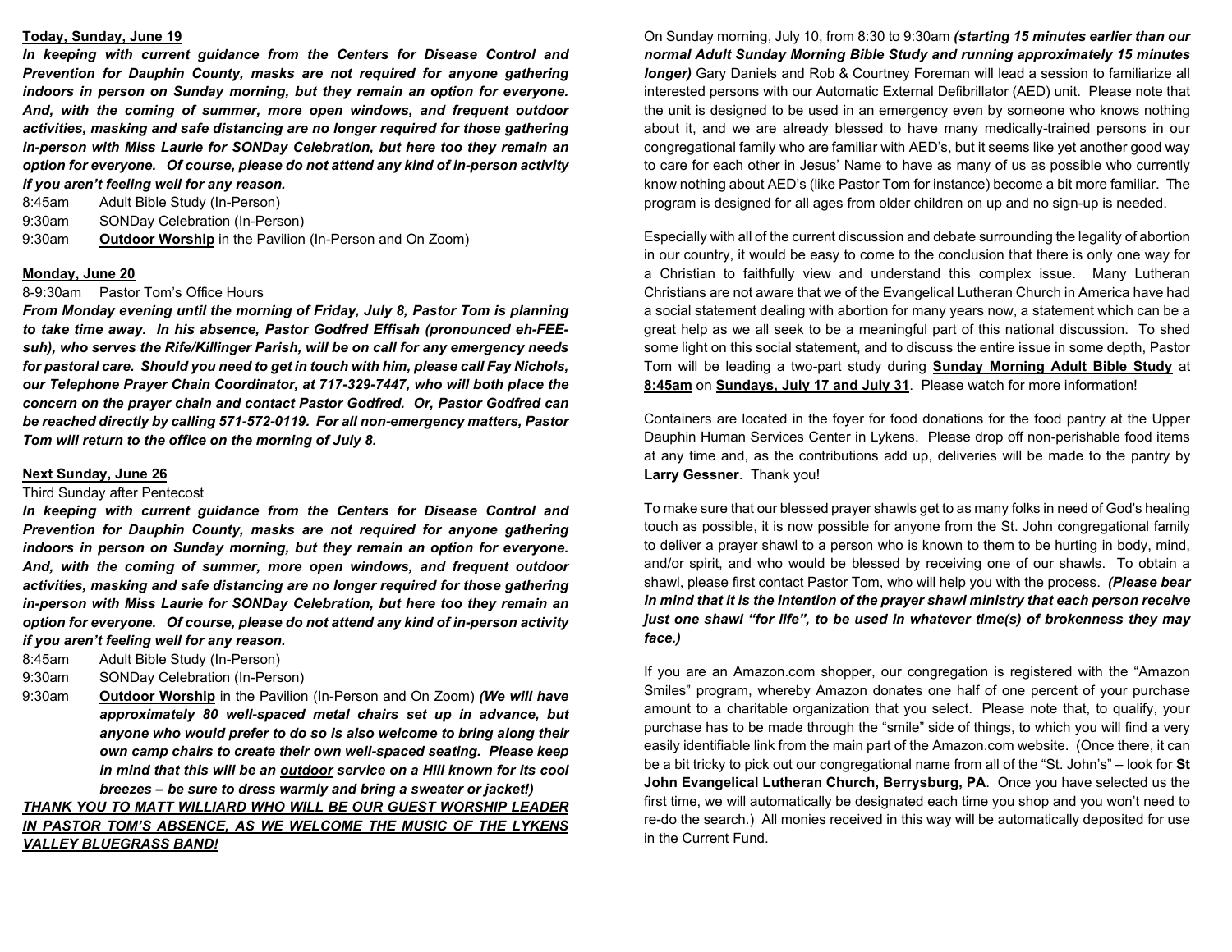**<u>Today, Sunday, June 19</u>**

***In keeping with current guidance from the Centers for Disease Control and Prevention for Dauphin County, masks are not required for anyone gathering indoors in person on Sunday morning, but they remain an option for everyone. And, with the coming of summer, more open windows, and frequent outdoor activities, masking and safe distancing are no longer required for those gathering in-person with Miss Laurie for SONDay Celebration, but here too they remain an option for everyone. Of course, please do not attend any kind of in-person activity if you aren't feeling well for any reason.***

8:45am Adult Bible Study (In-Person)
9:30am SONDay Celebration (In-Person)
9:30am **<u>Outdoor Worship</u>** in the Pavilion (In-Person and On Zoom)

**<u>Monday, June 20</u>**

8-9:30am Pastor Tom's Office Hours

***From Monday evening until the morning of Friday, July 8, Pastor Tom is planning to take time away. In his absence, Pastor Godfred Effisah (pronounced eh-FEE-suh), who serves the Rife/Killinger Parish, will be on call for any emergency needs for pastoral care. Should you need to get in touch with him, please call Fay Nichols, our Telephone Prayer Chain Coordinator, at 717-329-7447, who will both place the concern on the prayer chain and contact Pastor Godfred. Or, Pastor Godfred can be reached directly by calling 571-572-0119. For all non-emergency matters, Pastor Tom will return to the office on the morning of July 8.***

**<u>Next Sunday, June 26</u>**

Third Sunday after Pentecost

***In keeping with current guidance from the Centers for Disease Control and Prevention for Dauphin County, masks are not required for anyone gathering indoors in person on Sunday morning, but they remain an option for everyone. And, with the coming of summer, more open windows, and frequent outdoor activities, masking and safe distancing are no longer required for those gathering in-person with Miss Laurie for SONDay Celebration, but here too they remain an option for everyone. Of course, please do not attend any kind of in-person activity if you aren't feeling well for any reason.***

8:45am Adult Bible Study (In-Person)
9:30am SONDay Celebration (In-Person)
9:30am **<u>Outdoor Worship</u>** in the Pavilion (In-Person and On Zoom) ***(We will have approximately 80 well-spaced metal chairs set up in advance, but anyone who would prefer to do so is also welcome to bring along their own camp chairs to create their own well-spaced seating. Please keep in mind that this will be an <u>outdoor</u> service on a Hill known for its cool breezes – be sure to dress warmly and bring a sweater or jacket!)***

***<u>THANK YOU TO MATT WILLIARD WHO WILL BE OUR GUEST WORSHIP LEADER IN PASTOR TOM'S ABSENCE, AS WE WELCOME THE MUSIC OF THE LYKENS VALLEY BLUEGRASS BAND!</u>***

On Sunday morning, July 10, from 8:30 to 9:30am ***(starting 15 minutes earlier than our normal Adult Sunday Morning Bible Study and running approximately 15 minutes longer)*** Gary Daniels and Rob & Courtney Foreman will lead a session to familiarize all interested persons with our Automatic External Defibrillator (AED) unit. Please note that the unit is designed to be used in an emergency even by someone who knows nothing about it, and we are already blessed to have many medically-trained persons in our congregational family who are familiar with AED's, but it seems like yet another good way to care for each other in Jesus' Name to have as many of us as possible who currently know nothing about AED's (like Pastor Tom for instance) become a bit more familiar. The program is designed for all ages from older children on up and no sign-up is needed.

Especially with all of the current discussion and debate surrounding the legality of abortion in our country, it would be easy to come to the conclusion that there is only one way for a Christian to faithfully view and understand this complex issue. Many Lutheran Christians are not aware that we of the Evangelical Lutheran Church in America have had a social statement dealing with abortion for many years now, a statement which can be a great help as we all seek to be a meaningful part of this national discussion. To shed some light on this social statement, and to discuss the entire issue in some depth, Pastor Tom will be leading a two-part study during **<u>Sunday Morning Adult Bible Study</u>** at **<u>8:45am</u>** on **<u>Sundays, July 17 and July 31</u>**. Please watch for more information!

Containers are located in the foyer for food donations for the food pantry at the Upper Dauphin Human Services Center in Lykens. Please drop off non-perishable food items at any time and, as the contributions add up, deliveries will be made to the pantry by **Larry Gessner**. Thank you!

To make sure that our blessed prayer shawls get to as many folks in need of God's healing touch as possible, it is now possible for anyone from the St. John congregational family to deliver a prayer shawl to a person who is known to them to be hurting in body, mind, and/or spirit, and who would be blessed by receiving one of our shawls. To obtain a shawl, please first contact Pastor Tom, who will help you with the process. ***(Please bear in mind that it is the intention of the prayer shawl ministry that each person receive just one shawl "for life", to be used in whatever time(s) of brokenness they may face.)***

If you are an Amazon.com shopper, our congregation is registered with the "Amazon Smiles" program, whereby Amazon donates one half of one percent of your purchase amount to a charitable organization that you select. Please note that, to qualify, your purchase has to be made through the "smile" side of things, to which you will find a very easily identifiable link from the main part of the Amazon.com website. (Once there, it can be a bit tricky to pick out our congregational name from all of the "St. John's" – look for **St John Evangelical Lutheran Church, Berrysburg, PA**. Once you have selected us the first time, we will automatically be designated each time you shop and you won't need to re-do the search.) All monies received in this way will be automatically deposited for use in the Current Fund.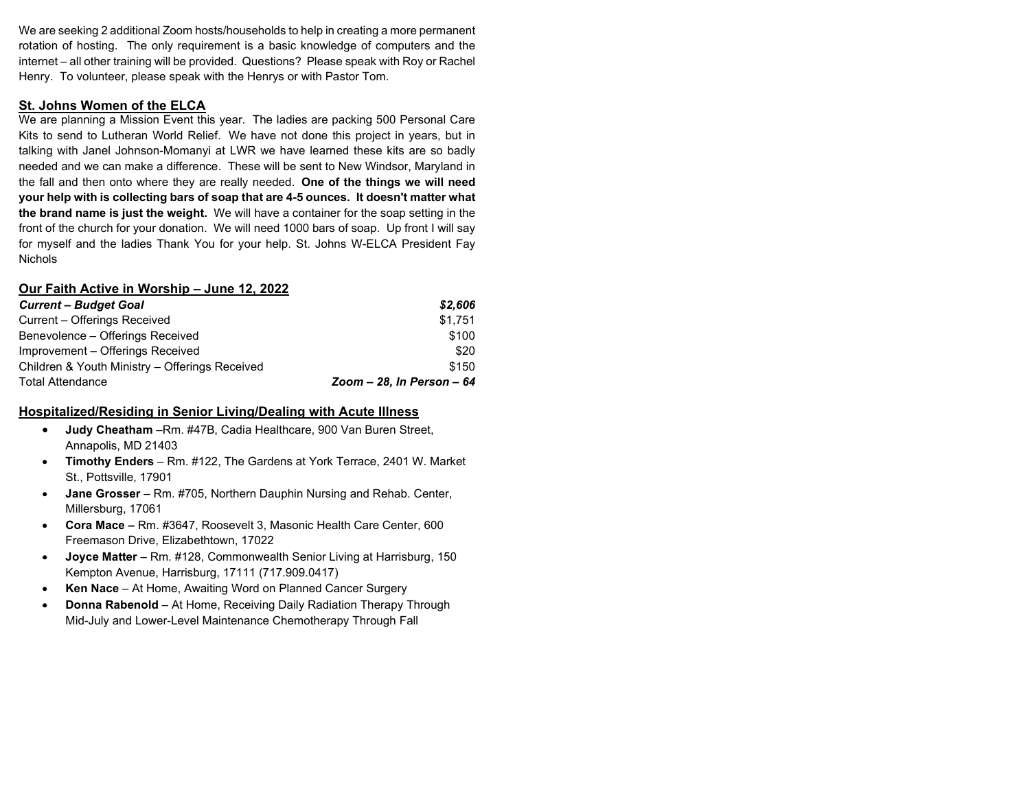We are seeking 2 additional Zoom hosts/households to help in creating a more permanent rotation of hosting. The only requirement is a basic knowledge of computers and the internet – all other training will be provided. Questions? Please speak with Roy or Rachel Henry. To volunteer, please speak with the Henrys or with Pastor Tom.

## St. Johns Women of the ELCA

We are planning a Mission Event this year. The ladies are packing 500 Personal Care Kits to send to Lutheran World Relief. We have not done this project in years, but in talking with Janel Johnson-Momanyi at LWR we have learned these kits are so badly needed and we can make a difference. These will be sent to New Windsor, Maryland in the fall and then onto where they are really needed. **One of the things we will need your help with is collecting bars of soap that are 4-5 ounces. It doesn't matter what the brand name is just the weight.** We will have a container for the soap setting in the front of the church for your donation. We will need 1000 bars of soap. Up front I will say for myself and the ladies Thank You for your help. St. Johns W-ELCA President Fay Nichols

## Our Faith Active in Worship – June 12, 2022

| | |
|---|---|
| ***Current – Budget Goal*** | ***$2,606*** |
| Current – Offerings Received | $1,751 |
| Benevolence – Offerings Received | $100 |
| Improvement – Offerings Received | $20 |
| Children & Youth Ministry – Offerings Received | $150 |
| Total Attendance | ***Zoom – 28, In Person – 64*** |

## Hospitalized/Residing in Senior Living/Dealing with Acute Illness

- **Judy Cheatham** –Rm. #47B, Cadia Healthcare, 900 Van Buren Street, Annapolis, MD 21403
- **Timothy Enders** – Rm. #122, The Gardens at York Terrace, 2401 W. Market St., Pottsville, 17901
- **Jane Grosser** – Rm. #705, Northern Dauphin Nursing and Rehab. Center, Millersburg, 17061
- **Cora Mace –** Rm. #3647, Roosevelt 3, Masonic Health Care Center, 600 Freemason Drive, Elizabethtown, 17022
- **Joyce Matter** – Rm. #128, Commonwealth Senior Living at Harrisburg, 150 Kempton Avenue, Harrisburg, 17111 (717.909.0417)
- **Ken Nace** – At Home, Awaiting Word on Planned Cancer Surgery
- **Donna Rabenold** – At Home, Receiving Daily Radiation Therapy Through Mid-July and Lower-Level Maintenance Chemotherapy Through Fall